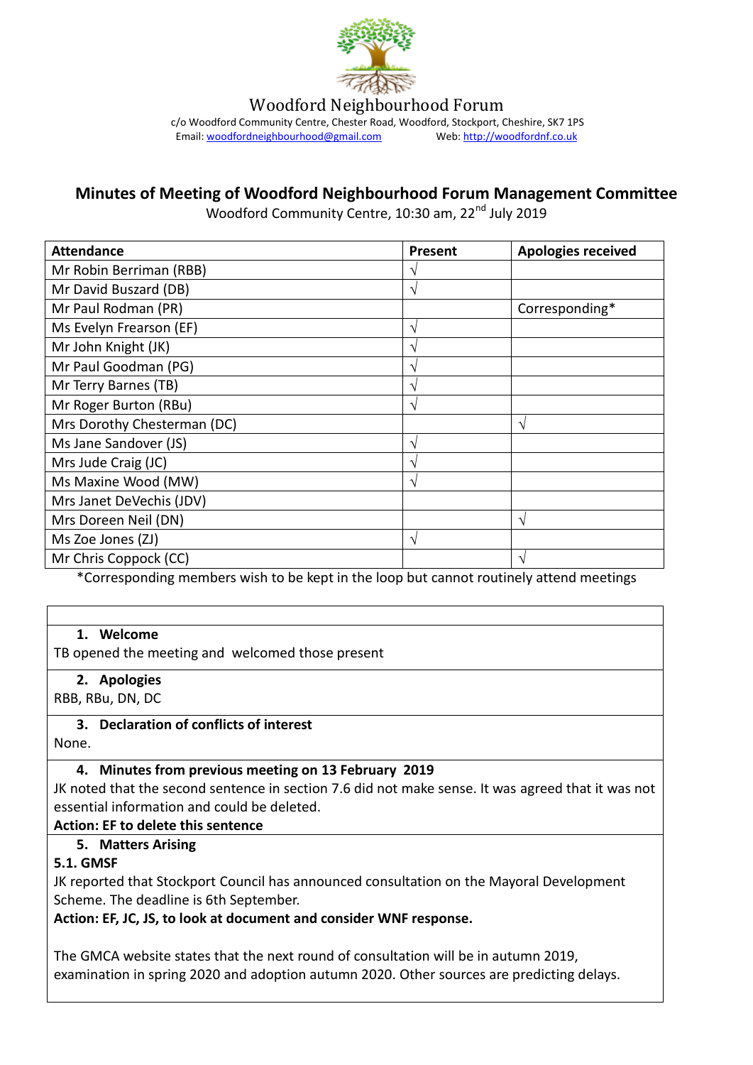Woodford Neighbourhood Forum

c/o Woodford Community Centre, Chester Road, Woodford, Stockport, Cheshire, SK7 1PS
Email: woodfordneighbourhood@gmail.com Web: http://woodfordnf.co.uk

# Minutes of Meeting of Woodford Neighbourhood Forum Management Committee

Woodford Community Centre, 10:30 am, 22nd July 2019

| Attendance | Present | Apologies received |
|---|---|---|
| Mr Robin Berriman (RBB) | √ | |
| Mr David Buszard (DB) | √ | |
| Mr Paul Rodman (PR) | | Corresponding* |
| Ms Evelyn Frearson (EF) | √ | |
| Mr John Knight (JK) | √ | |
| Mr Paul Goodman (PG) | √ | |
| Mr Terry Barnes (TB) | √ | |
| Mr Roger Burton (RBu) | √ | |
| Mrs Dorothy Chesterman (DC) | | √ |
| Ms Jane Sandover (JS) | √ | |
| Mrs Jude Craig (JC) | √ | |
| Ms Maxine Wood (MW) | √ | |
| Mrs Janet DeVechis (JDV) | | |
| Mrs Doreen Neil (DN) | | √ |
| Ms Zoe Jones (ZJ) | √ | |
| Mr Chris Coppock (CC) | | √ |

*Corresponding members wish to be kept in the loop but cannot routinely attend meetings

### 1. Welcome

TB opened the meeting and welcomed those present

### 2. Apologies

RBB, RBu, DN, DC

### 3. Declaration of conflicts of interest

None.

### 4. Minutes from previous meeting on 13 February 2019

JK noted that the second sentence in section 7.6 did not make sense. It was agreed that it was not essential information and could be deleted.

**Action: EF to delete this sentence**

### 5. Matters Arising

**5.1. GMSF**

JK reported that Stockport Council has announced consultation on the Mayoral Development Scheme. The deadline is 6th September.

**Action: EF, JC, JS, to look at document and consider WNF response.**

The GMCA website states that the next round of consultation will be in autumn 2019, examination in spring 2020 and adoption autumn 2020. Other sources are predicting delays.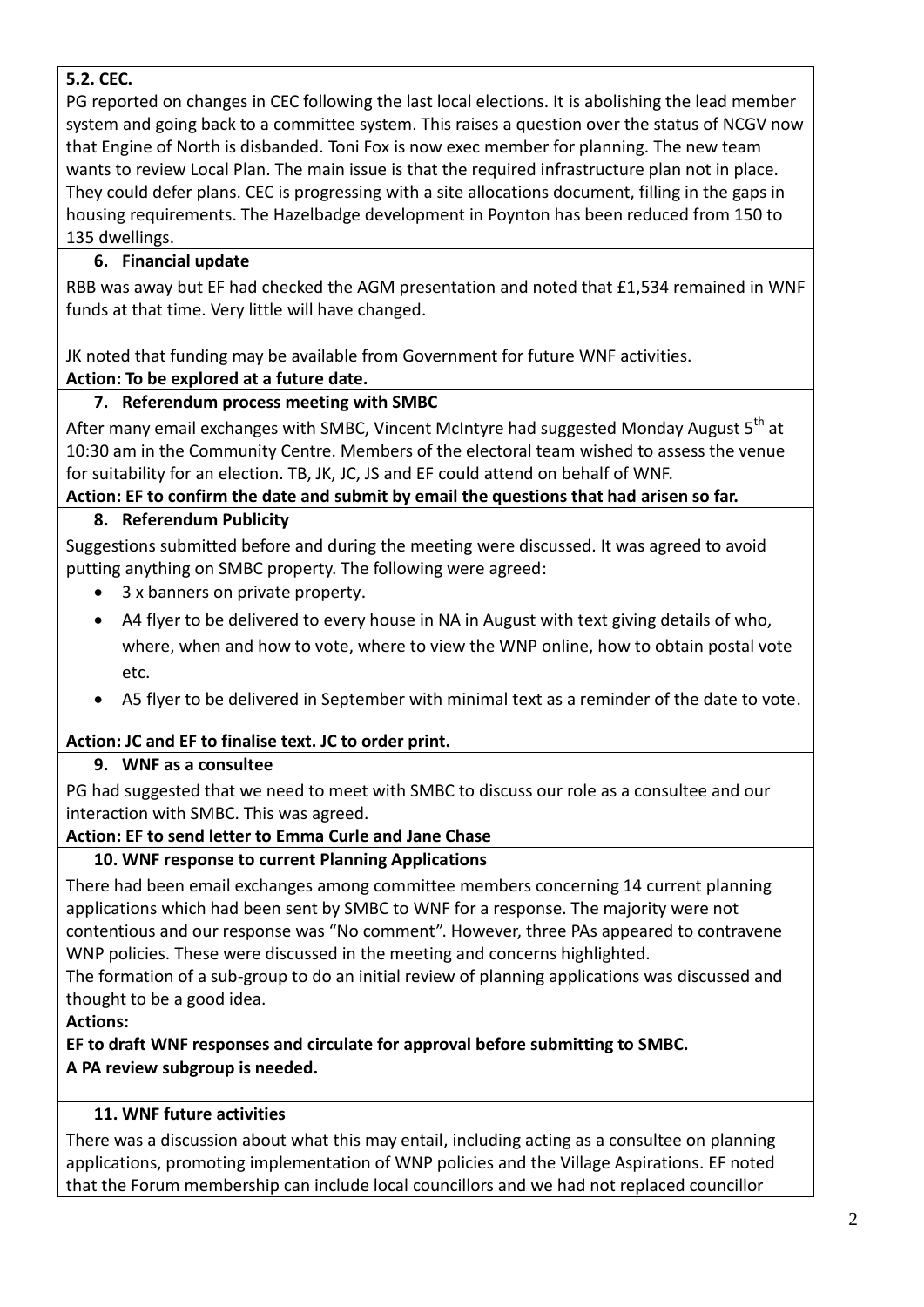**5.2. CEC.**

PG reported on changes in CEC following the last local elections. It is abolishing the lead member system and going back to a committee system. This raises a question over the status of NCGV now that Engine of North is disbanded. Toni Fox is now exec member for planning. The new team wants to review Local Plan. The main issue is that the required infrastructure plan not in place. They could defer plans. CEC is progressing with a site allocations document, filling in the gaps in housing requirements. The Hazelbadge development in Poynton has been reduced from 150 to 135 dwellings.

## 6. Financial update

RBB was away but EF had checked the AGM presentation and noted that £1,534 remained in WNF funds at that time. Very little will have changed.

JK noted that funding may be available from Government for future WNF activities.

**Action: To be explored at a future date.**

## 7. Referendum process meeting with SMBC

After many email exchanges with SMBC, Vincent McIntyre had suggested Monday August 5th at 10:30 am in the Community Centre. Members of the electoral team wished to assess the venue for suitability for an election. TB, JK, JC, JS and EF could attend on behalf of WNF.

**Action: EF to confirm the date and submit by email the questions that had arisen so far.**

## 8. Referendum Publicity

Suggestions submitted before and during the meeting were discussed. It was agreed to avoid putting anything on SMBC property. The following were agreed:

- 3 x banners on private property.
- A4 flyer to be delivered to every house in NA in August with text giving details of who, where, when and how to vote, where to view the WNP online, how to obtain postal vote etc.
- A5 flyer to be delivered in September with minimal text as a reminder of the date to vote.

**Action: JC and EF to finalise text. JC to order print.**

## 9. WNF as a consultee

PG had suggested that we need to meet with SMBC to discuss our role as a consultee and our interaction with SMBC. This was agreed.

**Action: EF to send letter to Emma Curle and Jane Chase**

## 10. WNF response to current Planning Applications

There had been email exchanges among committee members concerning 14 current planning applications which had been sent by SMBC to WNF for a response. The majority were not contentious and our response was "No comment". However, three PAs appeared to contravene WNP policies. These were discussed in the meeting and concerns highlighted.

The formation of a sub-group to do an initial review of planning applications was discussed and thought to be a good idea.

**Actions:**

**EF to draft WNF responses and circulate for approval before submitting to SMBC.**

**A PA review subgroup is needed.**

## 11. WNF future activities

There was a discussion about what this may entail, including acting as a consultee on planning applications, promoting implementation of WNP policies and the Village Aspirations. EF noted that the Forum membership can include local councillors and we had not replaced councillor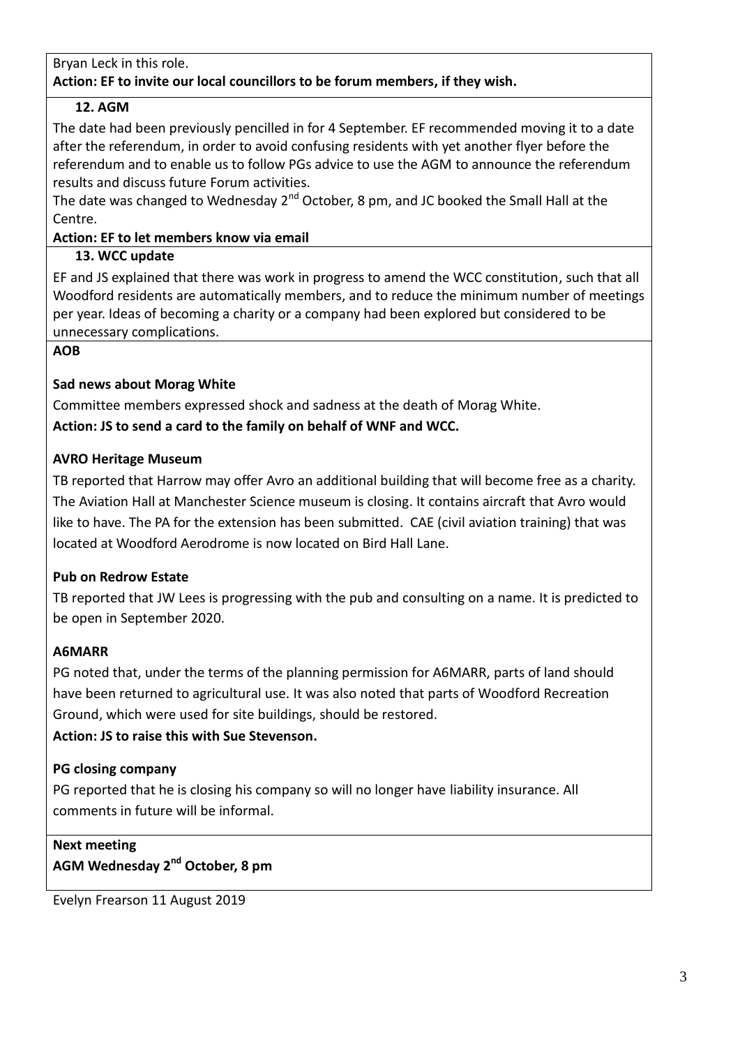Bryan Leck in this role.

**Action: EF to invite our local councillors to be forum members, if they wish.**

### 12. AGM

The date had been previously pencilled in for 4 September. EF recommended moving it to a date after the referendum, in order to avoid confusing residents with yet another flyer before the referendum and to enable us to follow PGs advice to use the AGM to announce the referendum results and discuss future Forum activities.

The date was changed to Wednesday 2nd October, 8 pm, and JC booked the Small Hall at the Centre.

**Action: EF to let members know via email**

### 13. WCC update

EF and JS explained that there was work in progress to amend the WCC constitution, such that all Woodford residents are automatically members, and to reduce the minimum number of meetings per year. Ideas of becoming a charity or a company had been explored but considered to be unnecessary complications.

### AOB

**Sad news about Morag White**

Committee members expressed shock and sadness at the death of Morag White.

**Action: JS to send a card to the family on behalf of WNF and WCC.**

**AVRO Heritage Museum**

TB reported that Harrow may offer Avro an additional building that will become free as a charity. The Aviation Hall at Manchester Science museum is closing. It contains aircraft that Avro would like to have. The PA for the extension has been submitted. CAE (civil aviation training) that was located at Woodford Aerodrome is now located on Bird Hall Lane.

**Pub on Redrow Estate**

TB reported that JW Lees is progressing with the pub and consulting on a name. It is predicted to be open in September 2020.

**A6MARR**

PG noted that, under the terms of the planning permission for A6MARR, parts of land should have been returned to agricultural use. It was also noted that parts of Woodford Recreation Ground, which were used for site buildings, should be restored.

**Action: JS to raise this with Sue Stevenson.**

**PG closing company**

PG reported that he is closing his company so will no longer have liability insurance. All comments in future will be informal.

**Next meeting**

**AGM Wednesday 2nd October, 8 pm**

Evelyn Frearson 11 August 2019